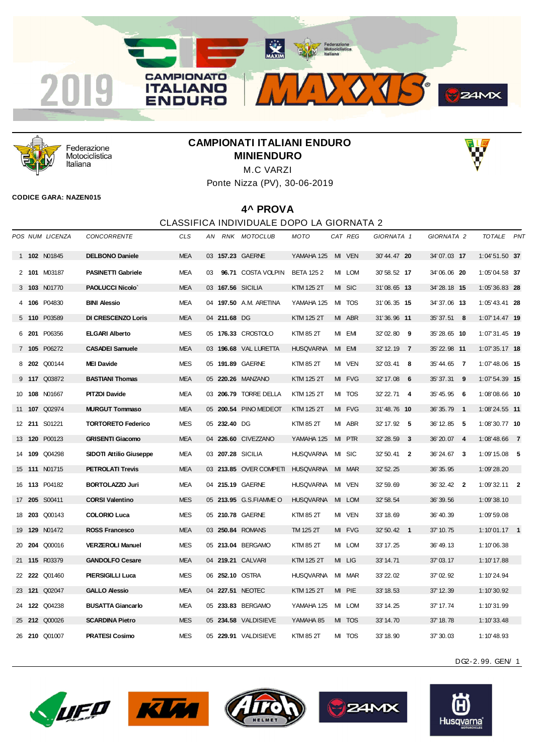# CAMPIONATI ITALIANI ENDURO

## MINIENDURO

M.C VARZI

Ponte Nizza (PV), 30-06-2019

**CODICE GARA: NAZEN015**

## 4^ PROVA

CLASSIFICA INDIVIDUALE DOPO LA GIORNATA 2

| POS | NUM | LICENZA | CONCORRENTE | CLS | AN | RNK | MOTOCLUB | MOTO | CAT | REG | GIORNATA 1 | | GIORNATA 2 | | TOTALE | PNT |
|---|---|---|---|---|---|---|---|---|---|---|---|---|---|---|---|---|
| 1 | **102** | N01845 | **DELBONO Daniele** | MEA | 03 | **157.23** | GAERNE | YAMAHA 125 | MI | VEN | 30' 44.47 | **20** | 34' 07.03 | **17** | 1:04' 51.50 | **37** |
| 2 | **101** | M03187 | **PASINETTI Gabriele** | MEA | 03 | **96.71** | COSTA VOLPIN | BETA 125 2 | MI | LOM | 30' 58.52 | **17** | 34' 06.06 | **20** | 1:05' 04.58 | **37** |
| 3 | **103** | N01770 | **PAOLUCCI Nicolo`** | MEA | 03 | **167.56** | SICILIA | KTM 125 2T | MI | SIC | 31' 08.65 | **13** | 34' 28.18 | **15** | 1:05' 36.83 | **28** |
| 4 | **106** | P04830 | **BINI Alessio** | MEA | 04 | **197.50** | A.M. ARETINA | YAMAHA 125 | MI | TOS | 31' 06.35 | **15** | 34' 37.06 | **13** | 1:05' 43.41 | **28** |
| 5 | **110** | P03589 | **DI CRESCENZO Loris** | MEA | 04 | **211.68** | DG | KTM 125 2T | MI | ABR | 31' 36.96 | **11** | 35' 37.51 | **8** | 1:07' 14.47 | **19** |
| 6 | **201** | P06356 | **ELGARI Alberto** | MES | 05 | **176.33** | CROSTOLO | KTM 85 2T | MI | EMI | 32' 02.80 | **9** | 35' 28.65 | **10** | 1:07' 31.45 | **19** |
| 7 | **105** | P06272 | **CASADEI Samuele** | MEA | 03 | **196.68** | VAL LURETTA | HUSQVARNA | MI | EMI | 32' 12.19 | **7** | 35' 22.98 | **11** | 1:07' 35.17 | **18** |
| 8 | **202** | Q00144 | **MEI Davide** | MES | 05 | **191.89** | GAERNE | KTM 85 2T | MI | VEN | 32' 03.41 | **8** | 35' 44.65 | **7** | 1:07' 48.06 | **15** |
| 9 | **117** | Q03872 | **BASTIANI Thomas** | MEA | 05 | **220.26** | MANZANO | KTM 125 2T | MI | FVG | 32' 17.08 | **6** | 35' 37.31 | **9** | 1:07' 54.39 | **15** |
| 10 | **108** | N01667 | **PITZOI Davide** | MEA | 03 | **206.79** | TORRE DELLA | KTM 125 2T | MI | TOS | 32' 22.71 | **4** | 35' 45.95 | **6** | 1:08' 08.66 | **10** |
| 11 | **107** | Q02974 | **MURGUT Tommaso** | MEA | 05 | **200.54** | PINO MEDEOT | KTM 125 2T | MI | FVG | 31' 48.76 | **10** | 36' 35.79 | **1** | 1:08' 24.55 | **11** |
| 12 | **211** | S01221 | **TORTORETO Federico** | MES | 05 | **232.40** | DG | KTM 85 2T | MI | ABR | 32' 17.92 | **5** | 36' 12.85 | **5** | 1:08' 30.77 | **10** |
| 13 | **120** | P00123 | **GRISENTI Giacomo** | MEA | 04 | **226.60** | CIVEZZANO | YAMAHA 125 | MI | PTR | 32' 28.59 | **3** | 36' 20.07 | **4** | 1:08' 48.66 | **7** |
| 14 | **109** | Q04298 | **SIDOTI Attilio Giuseppe** | MEA | 03 | **207.28** | SICILIA | HUSQVARNA | MI | SIC | 32' 50.41 | **2** | 36' 24.67 | **3** | 1:09' 15.08 | **5** |
| 15 | **111** | N01715 | **PETROLATI Trevis** | MEA | 03 | **213.85** | OVER COMPETI | HUSQVARNA | MI | MAR | 32' 52.25 | | 36' 35.95 | | 1:09' 28.20 | |
| 16 | **113** | P04182 | **BORTOLAZZO Juri** | MEA | 04 | **215.19** | GAERNE | HUSQVARNA | MI | VEN | 32' 59.69 | | 36' 32.42 | **2** | 1:09' 32.11 | **2** |
| 17 | **205** | S00411 | **CORSI Valentino** | MES | 05 | **213.95** | G.S.FIAMME O | HUSQVARNA | MI | LOM | 32' 58.54 | | 36' 39.56 | | 1:09' 38.10 | |
| 18 | **203** | Q00143 | **COLORIO Luca** | MES | 05 | **210.78** | GAERNE | KTM 85 2T | MI | VEN | 33' 18.69 | | 36' 40.39 | | 1:09' 59.08 | |
| 19 | **129** | N01472 | **ROSS Francesco** | MEA | 03 | **250.84** | ROMANS | TM 125 2T | MI | FVG | 32' 50.42 | **1** | 37' 10.75 | | 1:10' 01.17 | **1** |
| 20 | **204** | Q00016 | **VERZEROLI Manuel** | MES | 05 | **213.04** | BERGAMO | KTM 85 2T | MI | LOM | 33' 17.25 | | 36' 49.13 | | 1:10' 06.38 | |
| 21 | **115** | R03379 | **GANDOLFO Cesare** | MEA | 04 | **219.21** | CALVARI | KTM 125 2T | MI | LIG | 33' 14.71 | | 37' 03.17 | | 1:10' 17.88 | |
| 22 | **222** | Q01460 | **PIERSIGILLI Luca** | MES | 06 | **252.10** | OSTRA | HUSQVARNA | MI | MAR | 33' 22.02 | | 37' 02.92 | | 1:10' 24.94 | |
| 23 | **121** | Q02047 | **GALLO Alessio** | MEA | 04 | **227.51** | NEOTEC | KTM 125 2T | MI | PIE | 33' 18.53 | | 37' 12.39 | | 1:10' 30.92 | |
| 24 | **122** | Q04238 | **BUSATTA Giancarlo** | MEA | 05 | **233.83** | BERGAMO | YAMAHA 125 | MI | LOM | 33' 14.25 | | 37' 17.74 | | 1:10' 31.99 | |
| 25 | **212** | Q00026 | **SCARDINA Pietro** | MES | 05 | **234.58** | VALDISIEVE | YAMAHA 85 | MI | TOS | 33' 14.70 | | 37' 18.78 | | 1:10' 33.48 | |
| 26 | **210** | Q01007 | **PRATESI Cosimo** | MES | 05 | **229.91** | VALDISIEVE | KTM 85 2T | MI | TOS | 33' 18.90 | | 37' 30.03 | | 1:10' 48.93 | |

DG2-2.99. GEN/ 1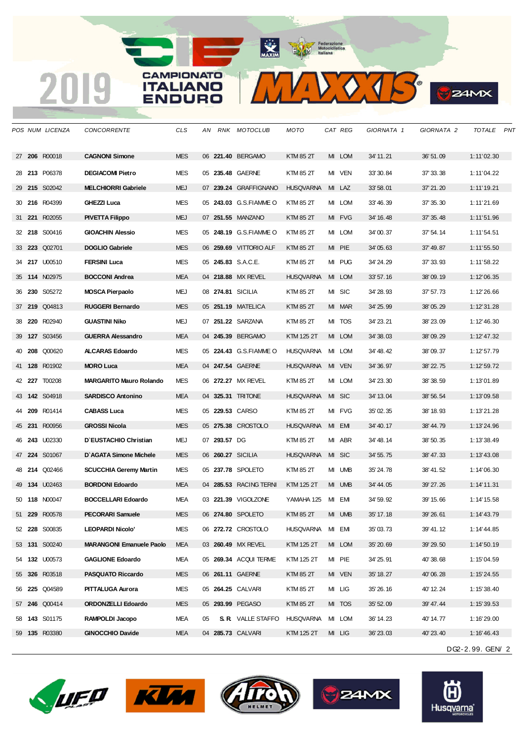# 2019 CAMPIONATO ITALIANO ENDURO

| POS | NUM | LICENZA | CONCORRENTE | CLS | AN | RNK | MOTOCLUB | MOTO | CAT | REG | GIORNATA 1 | GIORNATA 2 | TOTALE | PNT |
|---|---|---|---|---|---|---|---|---|---|---|---|---|---|---|
| 27 | **206** | R00018 | **CAGNONI Simone** | MES | 06 | **221.40** | BERGAMO | KTM 85 2T | MI | LOM | 34' 11. 21 | 36' 51. 09 | 1:11'02.30 | |
| 28 | **213** | P06378 | **DEGIACOMI Pietro** | MES | 05 | **235.48** | GAERNE | KTM 85 2T | MI | VEN | 33' 30. 84 | 37' 33. 38 | 1:11'04.22 | |
| 29 | **215** | S02042 | **MELCHIORRI Gabriele** | MEJ | 07 | **239.24** | GRAFFIGNANO | HUSQVARNA | MI | LAZ | 33' 58. 01 | 37' 21. 20 | 1:11'19.21 | |
| 30 | **216** | R04399 | **GHEZZI Luca** | MES | 05 | **243.03** | G.S.FIAMME O | KTM 85 2T | MI | LOM | 33' 46. 39 | 37' 35. 30 | 1:11'21.69 | |
| 31 | **221** | R02055 | **PIVETTA Filippo** | MEJ | 07 | **251.55** | MANZANO | KTM 85 2T | MI | FVG | 34' 16. 48 | 37' 35. 48 | 1:11'51.96 | |
| 32 | **218** | S00416 | **GIOACHIN Alessio** | MES | 05 | **248.19** | G.S.FIAMME O | KTM 85 2T | MI | LOM | 34' 00. 37 | 37' 54. 14 | 1:11'54.51 | |
| 33 | **223** | Q02701 | **DOGLIO Gabriele** | MES | 06 | **259.69** | VITTORIO ALF | KTM 85 2T | MI | PIE | 34' 05. 63 | 37' 49. 87 | 1:11'55.50 | |
| 34 | **217** | U00510 | **FERSINI Luca** | MES | 05 | **245.83** | S.A.C.E. | KTM 85 2T | MI | PUG | 34' 24. 29 | 37' 33. 93 | 1:11'58.22 | |
| 35 | **114** | N02975 | **BOCCONI Andrea** | MEA | 04 | **218.88** | MX REVEL | HUSQVARNA | MI | LOM | 33' 57. 16 | 38' 09. 19 | 1:12'06.35 | |
| 36 | **230** | S05272 | **MOSCA Pierpaolo** | MEJ | 08 | **274.81** | SICILIA | KTM 85 2T | MI | SIC | 34' 28. 93 | 37' 57. 73 | 1:12'26.66 | |
| 37 | **219** | Q04813 | **RUGGERI Bernardo** | MES | 05 | **251.19** | MATELICA | KTM 85 2T | MI | MAR | 34' 25. 99 | 38' 05. 29 | 1:12'31.28 | |
| 38 | **220** | R02940 | **GUASTINI Niko** | MEJ | 07 | **251.22** | SARZANA | KTM 85 2T | MI | TOS | 34' 23. 21 | 38' 23. 09 | 1:12'46.30 | |
| 39 | **127** | S03456 | **GUERRA Alessandro** | MEA | 04 | **245.39** | BERGAMO | KTM 125 2T | MI | LOM | 34' 38. 03 | 38' 09. 29 | 1:12'47.32 | |
| 40 | **208** | Q00620 | **ALCARAS Edoardo** | MES | 05 | **224.43** | G.S.FIAMME O | HUSQVARNA | MI | LOM | 34' 48. 42 | 38' 09. 37 | 1:12'57.79 | |
| 41 | **128** | R01902 | **MORO Luca** | MEA | 04 | **247.54** | GAERNE | HUSQVARNA | MI | VEN | 34' 36. 97 | 38' 22. 75 | 1:12'59.72 | |
| 42 | **227** | T00208 | **MARGARITO Mauro Rolando** | MES | 06 | **272.27** | MX REVEL | KTM 85 2T | MI | LOM | 34' 23. 30 | 38' 38. 59 | 1:13'01.89 | |
| 43 | **142** | S04918 | **SARDISCO Antonino** | MEA | 04 | **325.31** | TRITONE | HUSQVARNA | MI | SIC | 34' 13. 04 | 38' 56. 54 | 1:13'09.58 | |
| 44 | **209** | R01414 | **CABASS Luca** | MES | 05 | **229.53** | CARSO | KTM 85 2T | MI | FVG | 35' 02. 35 | 38' 18. 93 | 1:13'21.28 | |
| 45 | **231** | R00956 | **GROSSI Nicola** | MES | 05 | **275.38** | CROSTOLO | HUSQVARNA | MI | EMI | 34' 40. 17 | 38' 44. 79 | 1:13'24.96 | |
| 46 | **243** | U02330 | **D`EUSTACHIO Christian** | MEJ | 07 | **293.57** | DG | KTM 85 2T | MI | ABR | 34' 48. 14 | 38' 50. 35 | 1:13'38.49 | |
| 47 | **224** | S01067 | **D`AGATA Simone Michele** | MES | 06 | **260.27** | SICILIA | HUSQVARNA | MI | SIC | 34' 55. 75 | 38' 47. 33 | 1:13'43.08 | |
| 48 | **214** | Q02466 | **SCUCCHIA Geremy Martin** | MES | 05 | **237.78** | SPOLETO | KTM 85 2T | MI | UMB | 35' 24. 78 | 38' 41. 52 | 1:14'06.30 | |
| 49 | **134** | U02463 | **BORDONI Edoardo** | MEA | 04 | **285.53** | RACING TERNI | KTM 125 2T | MI | UMB | 34' 44. 05 | 39' 27. 26 | 1:14'11.31 | |
| 50 | **118** | N00047 | **BOCCELLARI Edoardo** | MEA | 03 | **221.39** | VIGOLZONE | YAMAHA 125 | MI | EMI | 34' 59. 92 | 39' 15. 66 | 1:14'15.58 | |
| 51 | **229** | R00578 | **PECORARI Samuele** | MES | 06 | **274.80** | SPOLETO | KTM 85 2T | MI | UMB | 35' 17. 18 | 39' 26. 61 | 1:14'43.79 | |
| 52 | **228** | S00835 | **LEOPARDI Nicolo'** | MES | 06 | **272.72** | CROSTOLO | HUSQVARNA | MI | EMI | 35' 03. 73 | 39' 41. 12 | 1:14'44.85 | |
| 53 | **131** | S00240 | **MARANGONI Emanuele Paolo** | MEA | 03 | **260.49** | MX REVEL | KTM 125 2T | MI | LOM | 35' 20. 69 | 39' 29. 50 | 1:14'50.19 | |
| 54 | **132** | U00573 | **GAGLIONE Edoardo** | MEA | 05 | **269.34** | ACQUI TERME | KTM 125 2T | MI | PIE | 34' 25. 91 | 40' 38. 68 | 1:15'04.59 | |
| 55 | **326** | R03518 | **PASQUATO Riccardo** | MES | 06 | **261.11** | GAERNE | KTM 85 2T | MI | VEN | 35' 18. 27 | 40' 06. 28 | 1:15'24.55 | |
| 56 | **225** | Q04589 | **PITTALUGA Aurora** | MES | 05 | **264.25** | CALVARI | KTM 85 2T | MI | LIG | 35' 26. 16 | 40' 12. 24 | 1:15'38.40 | |
| 57 | **246** | Q00414 | **ORDONZELLI Edoardo** | MES | 05 | **293.99** | PEGASO | KTM 85 2T | MI | TOS | 35' 52. 09 | 39' 47. 44 | 1:15'39.53 | |
| 58 | **143** | S01175 | **RAMPOLDI Jacopo** | MEA | 05 | **S. R.** | VALLE STAFFO | HUSQVARNA | MI | LOM | 36' 14. 23 | 40' 14. 77 | 1:16'29.00 | |
| 59 | **135** | R03380 | **GINOCCHIO Davide** | MEA | 04 | **285.73** | CALVARI | KTM 125 2T | MI | LIG | 36' 23. 03 | 40' 23. 40 | 1:16'46.43 | |

DG2-2.99. GEN/ 2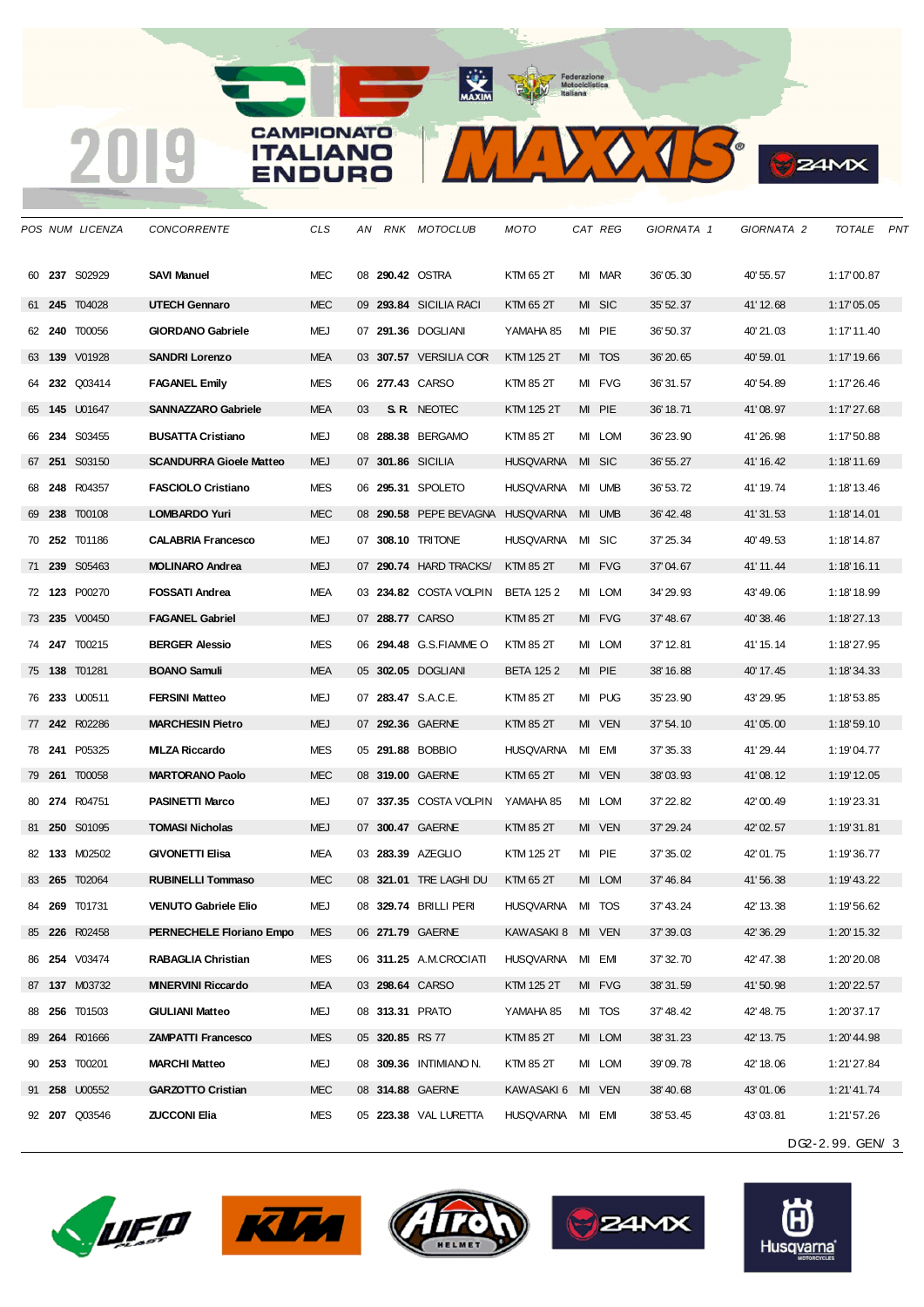# 2019 CAMPIONATO ITALIANO ENDURO MAXXIS

| POS | NUM | LICENZA | CONCORRENTE | CLS | AN | RNK | MOTOCLUB | MOTO | CAT | REG | GIORNATA 1 | GIORNATA 2 | TOTALE | PNT |
|---|---|---|---|---|---|---|---|---|---|---|---|---|---|---|
| 60 | **237** | S02929 | **SAVI Manuel** | MEC | 08 | **290.42** | OSTRA | KTM 65 2T | MI | MAR | 36' 05.30 | 40' 55.57 | 1:17' 00.87 | |
| 61 | **245** | T04028 | **UTECH Gennaro** | MEC | 09 | **293.84** | SICILIA RACI | KTM 65 2T | MI | SIC | 35' 52.37 | 41' 12.68 | 1:17' 05.05 | |
| 62 | **240** | T00056 | **GIORDANO Gabriele** | MEJ | 07 | **291.36** | DOGLIANI | YAMAHA 85 | MI | PIE | 36' 50.37 | 40' 21.03 | 1:17' 11.40 | |
| 63 | **139** | V01928 | **SANDRI Lorenzo** | MEA | 03 | **307.57** | VERSILIA COR | KTM 125 2T | MI | TOS | 36' 20.65 | 40' 59.01 | 1:17' 19.66 | |
| 64 | **232** | Q03414 | **FAGANEL Emily** | MES | 06 | **277.43** | CARSO | KTM 85 2T | MI | FVG | 36' 31.57 | 40' 54.89 | 1:17' 26.46 | |
| 65 | **145** | U01647 | **SANNAZZARO Gabriele** | MEA | 03 | **S. R.** | NEOTEC | KTM 125 2T | MI | PIE | 36' 18.71 | 41' 08.97 | 1:17' 27.68 | |
| 66 | **234** | S03455 | **BUSATTA Cristiano** | MEJ | 08 | **288.38** | BERGAMO | KTM 85 2T | MI | LOM | 36' 23.90 | 41' 26.98 | 1:17' 50.88 | |
| 67 | **251** | S03150 | **SCANDURRA Gioele Matteo** | MEJ | 07 | **301.86** | SICILIA | HUSQVARNA | MI | SIC | 36' 55.27 | 41' 16.42 | 1:18' 11.69 | |
| 68 | **248** | R04357 | **FASCIOLO Cristiano** | MES | 06 | **295.31** | SPOLETO | HUSQVARNA | MI | UMB | 36' 53.72 | 41' 19.74 | 1:18' 13.46 | |
| 69 | **238** | T00108 | **LOMBARDO Yuri** | MEC | 08 | **290.58** | PEPE BEVAGNA | HUSQVARNA | MI | UMB | 36' 42.48 | 41' 31.53 | 1:18' 14.01 | |
| 70 | **252** | T01186 | **CALABRIA Francesco** | MEJ | 07 | **308.10** | TRITONE | HUSQVARNA | MI | SIC | 37' 25.34 | 40' 49.53 | 1:18' 14.87 | |
| 71 | **239** | S05463 | **MOLINARO Andrea** | MEJ | 07 | **290.74** | HARD TRACKS/ | KTM 85 2T | MI | FVG | 37' 04.67 | 41' 11.44 | 1:18' 16.11 | |
| 72 | **123** | P00270 | **FOSSATI Andrea** | MEA | 03 | **234.82** | COSTA VOLPIN | BETA 125 2 | MI | LOM | 34' 29.93 | 43' 49.06 | 1:18' 18.99 | |
| 73 | **235** | V00450 | **FAGANEL Gabriel** | MEJ | 07 | **288.77** | CARSO | KTM 85 2T | MI | FVG | 37' 48.67 | 40' 38.46 | 1:18' 27.13 | |
| 74 | **247** | T00215 | **BERGER Alessio** | MES | 06 | **294.48** | G.S.FIAMME O | KTM 85 2T | MI | LOM | 37' 12.81 | 41' 15.14 | 1:18' 27.95 | |
| 75 | **138** | T01281 | **BOANO Samuli** | MEA | 05 | **302.05** | DOGLIANI | BETA 125 2 | MI | PIE | 38' 16.88 | 40' 17.45 | 1:18' 34.33 | |
| 76 | **233** | U00511 | **FERSINI Matteo** | MEJ | 07 | **283.47** | S.A.C.E. | KTM 85 2T | MI | PUG | 35' 23.90 | 43' 29.95 | 1:18' 53.85 | |
| 77 | **242** | R02286 | **MARCHESIN Pietro** | MEJ | 07 | **292.36** | GAERNE | KTM 85 2T | MI | VEN | 37' 54.10 | 41' 05.00 | 1:18' 59.10 | |
| 78 | **241** | P05325 | **MILZA Riccardo** | MES | 05 | **291.88** | BOBBIO | HUSQVARNA | MI | EMI | 37' 35.33 | 41' 29.44 | 1:19' 04.77 | |
| 79 | **261** | T00058 | **MARTORANO Paolo** | MEC | 08 | **319.00** | GAERNE | KTM 65 2T | MI | VEN | 38' 03.93 | 41' 08.12 | 1:19' 12.05 | |
| 80 | **274** | R04751 | **PASINETTI Marco** | MEJ | 07 | **337.35** | COSTA VOLPIN | YAMAHA 85 | MI | LOM | 37' 22.82 | 42' 00.49 | 1:19' 23.31 | |
| 81 | **250** | S01095 | **TOMASI Nicholas** | MEJ | 07 | **300.47** | GAERNE | KTM 85 2T | MI | VEN | 37' 29.24 | 42' 02.57 | 1:19' 31.81 | |
| 82 | **133** | M02502 | **GIVONETTI Elisa** | MEA | 03 | **283.39** | AZEGLIO | KTM 125 2T | MI | PIE | 37' 35.02 | 42' 01.75 | 1:19' 36.77 | |
| 83 | **265** | T02064 | **RUBINELLI Tommaso** | MEC | 08 | **321.01** | TRE LAGHI DU | KTM 65 2T | MI | LOM | 37' 46.84 | 41' 56.38 | 1:19' 43.22 | |
| 84 | **269** | T01731 | **VENUTO Gabriele Elio** | MEJ | 08 | **329.74** | BRILLI PERI | HUSQVARNA | MI | TOS | 37' 43.24 | 42' 13.38 | 1:19' 56.62 | |
| 85 | **226** | R02458 | **PERNECHELE Floriano Empo** | MES | 06 | **271.79** | GAERNE | KAWASAKI 8 | MI | VEN | 37' 39.03 | 42' 36.29 | 1:20' 15.32 | |
| 86 | **254** | V03474 | **RABAGLIA Christian** | MES | 06 | **311.25** | A.M.CROCIATI | HUSQVARNA | MI | EMI | 37' 32.70 | 42' 47.38 | 1:20' 20.08 | |
| 87 | **137** | M03732 | **MINERVINI Riccardo** | MEA | 03 | **298.64** | CARSO | KTM 125 2T | MI | FVG | 38' 31.59 | 41' 50.98 | 1:20' 22.57 | |
| 88 | **256** | T01503 | **GIULIANI Matteo** | MEJ | 08 | **313.31** | PRATO | YAMAHA 85 | MI | TOS | 37' 48.42 | 42' 48.75 | 1:20' 37.17 | |
| 89 | **264** | R01666 | **ZAMPATTI Francesco** | MES | 05 | **320.85** | RS 77 | KTM 85 2T | MI | LOM | 38' 31.23 | 42' 13.75 | 1:20' 44.98 | |
| 90 | **253** | T00201 | **MARCHI Matteo** | MEJ | 08 | **309.36** | INTIMIANO N. | KTM 85 2T | MI | LOM | 39' 09.78 | 42' 18.06 | 1:21' 27.84 | |
| 91 | **258** | U00552 | **GARZOTTO Cristian** | MEC | 08 | **314.88** | GAERNE | KAWASAKI 6 | MI | VEN | 38' 40.68 | 43' 01.06 | 1:21' 41.74 | |
| 92 | **207** | Q03546 | **ZUCCONI Elia** | MES | 05 | **223.38** | VAL LURETTA | HUSQVARNA | MI | EMI | 38' 53.45 | 43' 03.81 | 1:21' 57.26 | |

DG2-2.99. GEN/ 3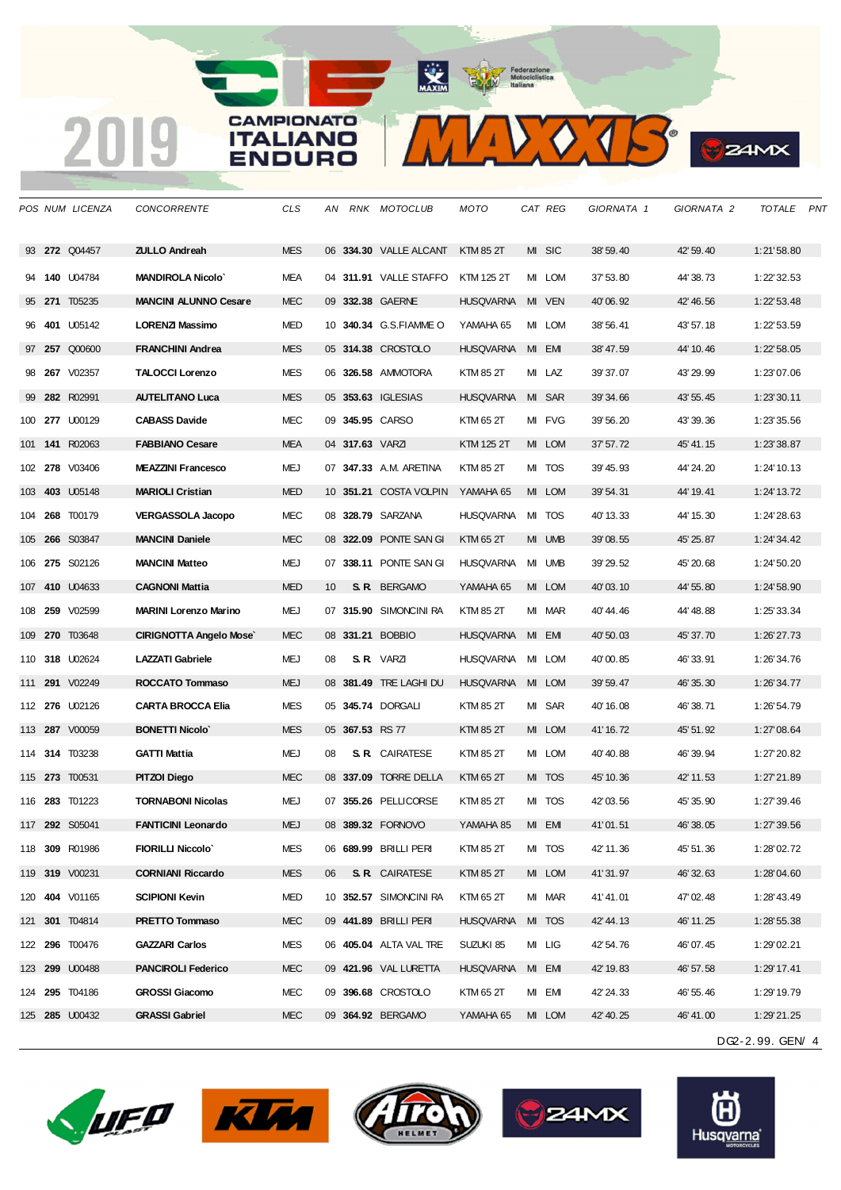| POS | NUM | LICENZA | CONCORRENTE | CLS | AN | RNK | MOTOCLUB | MOTO | CAT | REG | GIORNATA 1 | GIORNATA 2 | TOTALE | PNT |
|---|---|---|---|---|---|---|---|---|---|---|---|---|---|---|
| 93 | **272** | Q04457 | **ZULLO Andreah** | MES | 06 | **334.30** | VALLE ALCANT | KTM 85 2T | MI | SIC | 38' 59.40 | 42' 59.40 | 1:21'58.80 | |
| 94 | **140** | U04784 | **MANDIROLA Nicolo`** | MEA | 04 | **311.91** | VALLE STAFFO | KTM 125 2T | MI | LOM | 37' 53.80 | 44' 38.73 | 1:22'32.53 | |
| 95 | **271** | T05235 | **MANCINI ALUNNO Cesare** | MEC | 09 | **332.38** | GAERNE | HUSQVARNA | MI | VEN | 40' 06.92 | 42' 46.56 | 1:22'53.48 | |
| 96 | **401** | U05142 | **LORENZI Massimo** | MED | 10 | **340.34** | G.S.FIAMME O | YAMAHA 65 | MI | LOM | 38' 56.41 | 43' 57.18 | 1:22'53.59 | |
| 97 | **257** | Q00600 | **FRANCHINI Andrea** | MES | 05 | **314.38** | CROSTOLO | HUSQVARNA | MI | EMI | 38' 47.59 | 44' 10.46 | 1:22'58.05 | |
| 98 | **267** | V02357 | **TALOCCI Lorenzo** | MES | 06 | **326.58** | AMMOTORA | KTM 85 2T | MI | LAZ | 39' 37.07 | 43' 29.99 | 1:23'07.06 | |
| 99 | **282** | R02991 | **AUTELITANO Luca** | MES | 05 | **353.63** | IGLESIAS | HUSQVARNA | MI | SAR | 39' 34.66 | 43' 55.45 | 1:23'30.11 | |
| 100 | **277** | U00129 | **CABASS Davide** | MEC | 09 | **345.95** | CARSO | KTM 65 2T | MI | FVG | 39' 56.20 | 43' 39.36 | 1:23'35.56 | |
| 101 | **141** | R02063 | **FABBIANO Cesare** | MEA | 04 | **317.63** | VARZI | KTM 125 2T | MI | LOM | 37' 57.72 | 45' 41.15 | 1:23'38.87 | |
| 102 | **278** | V03406 | **MEAZZINI Francesco** | MEJ | 07 | **347.33** | A.M. ARETINA | KTM 85 2T | MI | TOS | 39' 45.93 | 44' 24.20 | 1:24'10.13 | |
| 103 | **403** | U05148 | **MARIOLI Cristian** | MED | 10 | **351.21** | COSTA VOLPIN | YAMAHA 65 | MI | LOM | 39' 54.31 | 44' 19.41 | 1:24'13.72 | |
| 104 | **268** | T00179 | **VERGASSOLA Jacopo** | MEC | 08 | **328.79** | SARZANA | HUSQVARNA | MI | TOS | 40' 13.33 | 44' 15.30 | 1:24'28.63 | |
| 105 | **266** | S03847 | **MANCINI Daniele** | MEC | 08 | **322.09** | PONTE SAN GI | KTM 65 2T | MI | UMB | 39' 08.55 | 45' 25.87 | 1:24'34.42 | |
| 106 | **275** | S02126 | **MANCINI Matteo** | MEJ | 07 | **338.11** | PONTE SAN GI | HUSQVARNA | MI | UMB | 39' 29.52 | 45' 20.68 | 1:24'50.20 | |
| 107 | **410** | U04633 | **CAGNONI Mattia** | MED | 10 | **S. R.** | BERGAMO | YAMAHA 65 | MI | LOM | 40' 03.10 | 44' 55.80 | 1:24'58.90 | |
| 108 | **259** | V02599 | **MARINI Lorenzo Marino** | MEJ | 07 | **315.90** | SIMONCINI RA | KTM 85 2T | MI | MAR | 40' 44.46 | 44' 48.88 | 1:25'33.34 | |
| 109 | **270** | T03648 | **CIRIGNOTTA Angelo Mose`** | MEC | 08 | **331.21** | BOBBIO | HUSQVARNA | MI | EMI | 40' 50.03 | 45' 37.70 | 1:26'27.73 | |
| 110 | **318** | U02624 | **LAZZATI Gabriele** | MEJ | 08 | **S. R.** | VARZI | HUSQVARNA | MI | LOM | 40' 00.85 | 46' 33.91 | 1:26'34.76 | |
| 111 | **291** | V02249 | **ROCCATO Tommaso** | MEJ | 08 | **381.49** | TRE LAGHI DU | HUSQVARNA | MI | LOM | 39' 59.47 | 46' 35.30 | 1:26'34.77 | |
| 112 | **276** | U02126 | **CARTA BROCCA Elia** | MES | 05 | **345.74** | DORGALI | KTM 85 2T | MI | SAR | 40' 16.08 | 46' 38.71 | 1:26'54.79 | |
| 113 | **287** | V00059 | **BONETTI Nicolo`** | MES | 05 | **367.53** | RS 77 | KTM 85 2T | MI | LOM | 41' 16.72 | 45' 51.92 | 1:27'08.64 | |
| 114 | **314** | T03238 | **GATTI Mattia** | MEJ | 08 | **S. R.** | CAIRATESE | KTM 85 2T | MI | LOM | 40' 40.88 | 46' 39.94 | 1:27'20.82 | |
| 115 | **273** | T00531 | **PITZOI Diego** | MEC | 08 | **337.09** | TORRE DELLA | KTM 65 2T | MI | TOS | 45' 10.36 | 42' 11.53 | 1:27'21.89 | |
| 116 | **283** | T01223 | **TORNABONI Nicolas** | MEJ | 07 | **355.26** | PELLICORSE | KTM 85 2T | MI | TOS | 42' 03.56 | 45' 35.90 | 1:27'39.46 | |
| 117 | **292** | S05041 | **FANTICINI Leonardo** | MEJ | 08 | **389.32** | FORNOVO | YAMAHA 85 | MI | EMI | 41' 01.51 | 46' 38.05 | 1:27'39.56 | |
| 118 | **309** | R01986 | **FIORILLI Niccolo`** | MES | 06 | **689.99** | BRILLI PERI | KTM 85 2T | MI | TOS | 42' 11.36 | 45' 51.36 | 1:28'02.72 | |
| 119 | **319** | V00231 | **CORNIANI Riccardo** | MES | 06 | **S. R.** | CAIRATESE | KTM 85 2T | MI | LOM | 41' 31.97 | 46' 32.63 | 1:28'04.60 | |
| 120 | **404** | V01165 | **SCIPIONI Kevin** | MED | 10 | **352.57** | SIMONCINI RA | KTM 65 2T | MI | MAR | 41' 41.01 | 47' 02.48 | 1:28'43.49 | |
| 121 | **301** | T04814 | **PRETTO Tommaso** | MEC | 09 | **441.89** | BRILLI PERI | HUSQVARNA | MI | TOS | 42' 44.13 | 46' 11.25 | 1:28'55.38 | |
| 122 | **296** | T00476 | **GAZZARI Carlos** | MES | 06 | **405.04** | ALTA VAL TRE | SUZUKI 85 | MI | LIG | 42' 54.76 | 46' 07.45 | 1:29'02.21 | |
| 123 | **299** | U00488 | **PANCIROLI Federico** | MEC | 09 | **421.96** | VAL LURETTA | HUSQVARNA | MI | EMI | 42' 19.83 | 46' 57.58 | 1:29'17.41 | |
| 124 | **295** | T04186 | **GROSSI Giacomo** | MEC | 09 | **396.68** | CROSTOLO | KTM 65 2T | MI | EMI | 42' 24.33 | 46' 55.46 | 1:29'19.79 | |
| 125 | **285** | U00432 | **GRASSI Gabriel** | MEC | 09 | **364.92** | BERGAMO | YAMAHA 65 | MI | LOM | 42' 40.25 | 46' 41.00 | 1:29'21.25 | |

DG2-2.99. GEN/ 4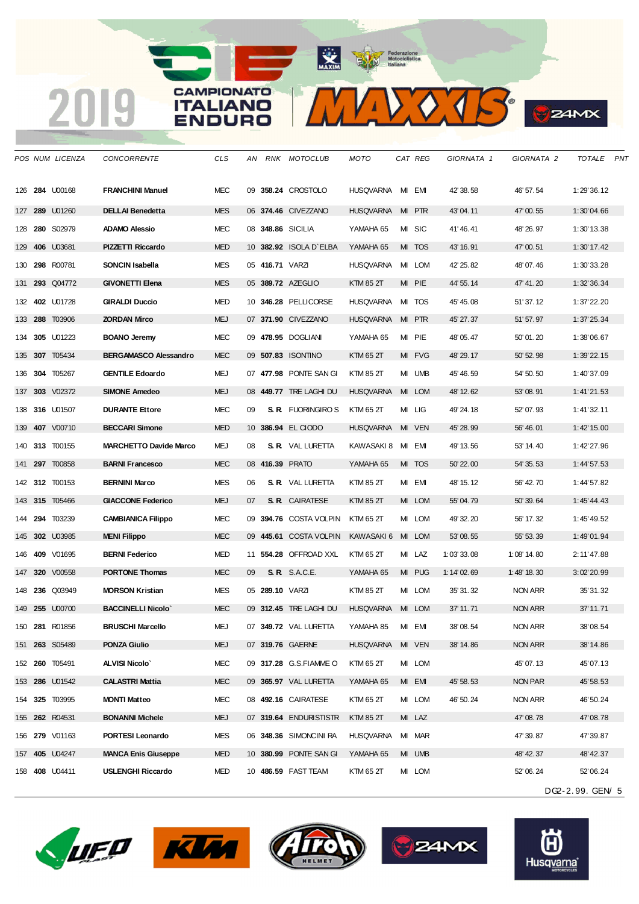| POS | NUM | LICENZA | CONCORRENTE | CLS | AN | RNK | MOTOCLUB | MOTO | CAT | REG | GIORNATA 1 | GIORNATA 2 | TOTALE | PNT |
|---|---|---|---|---|---|---|---|---|---|---|---|---|---|---|
| 126 | **284** | U00168 | **FRANCHINI Manuel** | MEC | 09 | **358.24** | CROSTOLO | HUSQVARNA | MI | EMI | 42' 38.58 | 46' 57.54 | 1:29' 36.12 | |
| 127 | **289** | U01260 | **DELLAI Benedetta** | MES | 06 | **374.46** | CIVEZZANO | HUSQVARNA | MI | PTR | 43' 04.11 | 47' 00.55 | 1:30' 04.66 | |
| 128 | **280** | S02979 | **ADAMO Alessio** | MEC | 08 | **348.86** | SICILIA | YAMAHA 65 | MI | SIC | 41' 46.41 | 48' 26.97 | 1:30' 13.38 | |
| 129 | **406** | U03681 | **PIZZETTI Riccardo** | MED | 10 | **382.92** | ISOLA D`ELBA | YAMAHA 65 | MI | TOS | 43' 16.91 | 47' 00.51 | 1:30' 17.42 | |
| 130 | **298** | R00781 | **SONCIN Isabella** | MES | 05 | **416.71** | VARZI | HUSQVARNA | MI | LOM | 42' 25.82 | 48' 07.46 | 1:30' 33.28 | |
| 131 | **293** | Q04772 | **GIVONETTI Elena** | MES | 05 | **389.72** | AZEGLIO | KTM 85 2T | MI | PIE | 44' 55.14 | 47' 41.20 | 1:32' 36.34 | |
| 132 | **402** | U01728 | **GIRALDI Duccio** | MED | 10 | **346.28** | PELLICORSE | HUSQVARNA | MI | TOS | 45' 45.08 | 51' 37.12 | 1:37' 22.20 | |
| 133 | **288** | T03906 | **ZORDAN Mirco** | MEJ | 07 | **371.90** | CIVEZZANO | HUSQVARNA | MI | PTR | 45' 27.37 | 51' 57.97 | 1:37' 25.34 | |
| 134 | **305** | U01223 | **BOANO Jeremy** | MEC | 09 | **478.95** | DOGLIANI | YAMAHA 65 | MI | PIE | 48' 05.47 | 50' 01.20 | 1:38' 06.67 | |
| 135 | **307** | T05434 | **BERGAMASCO Alessandro** | MEC | 09 | **507.83** | ISONTINO | KTM 65 2T | MI | FVG | 48' 29.17 | 50' 52.98 | 1:39' 22.15 | |
| 136 | **304** | T05267 | **GENTILE Edoardo** | MEJ | 07 | **477.98** | PONTE SAN GI | KTM 85 2T | MI | UMB | 45' 46.59 | 54' 50.50 | 1:40' 37.09 | |
| 137 | **303** | V02372 | **SIMONE Amedeo** | MEJ | 08 | **449.77** | TRE LAGHI DU | HUSQVARNA | MI | LOM | 48' 12.62 | 53' 08.91 | 1:41' 21.53 | |
| 138 | **316** | U01507 | **DURANTE Ettore** | MEC | 09 | **S. R.** | FUORINGIRO S | KTM 65 2T | MI | LIG | 49' 24.18 | 52' 07.93 | 1:41' 32.11 | |
| 139 | **407** | V00710 | **BECCARI Simone** | MED | 10 | **386.94** | EL CIODO | HUSQVARNA | MI | VEN | 45' 28.99 | 56' 46.01 | 1:42' 15.00 | |
| 140 | **313** | T00155 | **MARCHETTO Davide Marco** | MEJ | 08 | **S. R.** | VAL LURETTA | KAWASAKI 8 | MI | EMI | 49' 13.56 | 53' 14.40 | 1:42' 27.96 | |
| 141 | **297** | T00858 | **BARNI Francesco** | MEC | 08 | **416.39** | PRATO | YAMAHA 65 | MI | TOS | 50' 22.00 | 54' 35.53 | 1:44' 57.53 | |
| 142 | **312** | T00153 | **BERNINI Marco** | MES | 06 | **S. R.** | VAL LURETTA | KTM 85 2T | MI | EMI | 48' 15.12 | 56' 42.70 | 1:44' 57.82 | |
| 143 | **315** | T05466 | **GIACCONE Federico** | MEJ | 07 | **S. R.** | CAIRATESE | KTM 85 2T | MI | LOM | 55' 04.79 | 50' 39.64 | 1:45' 44.43 | |
| 144 | **294** | T03239 | **CAMBIANICA Filippo** | MEC | 09 | **394.76** | COSTA VOLPIN | KTM 65 2T | MI | LOM | 49' 32.20 | 56' 17.32 | 1:45' 49.52 | |
| 145 | **302** | U03985 | **MENI Filippo** | MEC | 09 | **445.61** | COSTA VOLPIN | KAWASAKI 6 | MI | LOM | 53' 08.55 | 55' 53.39 | 1:49' 01.94 | |
| 146 | **409** | V01695 | **BERNI Federico** | MED | 11 | **554.28** | OFFROAD XXL | KTM 65 2T | MI | LAZ | 1:03' 33.08 | 1:08' 14.80 | 2:11' 47.88 | |
| 147 | **320** | V00558 | **PORTONE Thomas** | MEC | 09 | **S. R.** | S.A.C.E. | YAMAHA 65 | MI | PUG | 1:14' 02.69 | 1:48' 18.30 | 3:02' 20.99 | |
| 148 | **236** | Q03949 | **MORSON Kristian** | MES | 05 | **289.10** | VARZI | KTM 85 2T | MI | LOM | 35' 31.32 | NON ARR | 35' 31.32 | |
| 149 | **255** | U00700 | **BACCINELLI Nicolo`** | MEC | 09 | **312.45** | TRE LAGHI DU | HUSQVARNA | MI | LOM | 37' 11.71 | NON ARR | 37' 11.71 | |
| 150 | **281** | R01856 | **BRUSCHI Marcello** | MEJ | 07 | **349.72** | VAL LURETTA | YAMAHA 85 | MI | EMI | 38' 08.54 | NON ARR | 38' 08.54 | |
| 151 | **263** | S05489 | **PONZA Giulio** | MEJ | 07 | **319.76** | GAERNE | HUSQVARNA | MI | VEN | 38' 14.86 | NON ARR | 38' 14.86 | |
| 152 | **260** | T05491 | **ALVISI Nicolo`** | MEC | 09 | **317.28** | G.S.FIAMME O | KTM 65 2T | MI | LOM | | 45' 07.13 | 45' 07.13 | |
| 153 | **286** | U01542 | **CALASTRI Mattia** | MEC | 09 | **365.97** | VAL LURETTA | YAMAHA 65 | MI | EMI | 45' 58.53 | NON PAR | 45' 58.53 | |
| 154 | **325** | T03995 | **MONTI Matteo** | MEC | 08 | **492.16** | CAIRATESE | KTM 65 2T | MI | LOM | 46' 50.24 | NON ARR | 46' 50.24 | |
| 155 | **262** | R04531 | **BONANNI Michele** | MEJ | 07 | **319.64** | ENDURISTISTR | KTM 85 2T | MI | LAZ | | 47' 08.78 | 47' 08.78 | |
| 156 | **279** | V01163 | **PORTESI Leonardo** | MES | 06 | **348.36** | SIMONCINI RA | HUSQVARNA | MI | MAR | | 47' 39.87 | 47' 39.87 | |
| 157 | **405** | U04247 | **MANCA Enis Giuseppe** | MED | 10 | **380.99** | PONTE SAN GI | YAMAHA 65 | MI | UMB | | 48' 42.37 | 48' 42.37 | |
| 158 | **408** | U04411 | **USLENGHI Riccardo** | MED | 10 | **486.59** | FAST TEAM | KTM 65 2T | MI | LOM | | 52' 06.24 | 52' 06.24 | |

DG2-2.99. GEN/ 5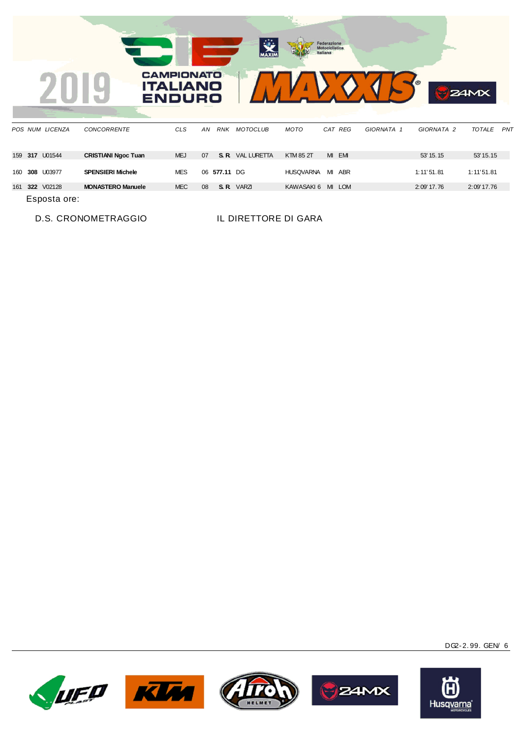| POS | NUM | LICENZA | CONCORRENTE | CLS | AN | RNK | MOTOCLUB | MOTO | CAT | REG | GIORNATA 1 | GIORNATA 2 | TOTALE | PNT |
|---|---|---|---|---|---|---|---|---|---|---|---|---|---|---|
| 159 | **317** | U01544 | **CRISTIANI Ngoc Tuan** | MEJ | 07 | **S. R.** | VAL LURETTA | KTM 85 2T | MI | EMI | | 53' 15. 15 | 53' 15. 15 | |
| 160 | **308** | U03977 | **SPENSIERI Michele** | MES | 06 | **577.11** | DG | HUSQVARNA | MI | ABR | | 1: 11' 51. 81 | 1: 11' 51. 81 | |
| 161 | **322** | V02128 | **MONASTERO Manuele** | MEC | 08 | **S. R.** | VARZI | KAWASAKI 6 | MI | LOM | | 2: 09' 17. 76 | 2: 09' 17. 76 | |

Esposta ore:

D.S. CRONOMETRAGGIO

IL DIRETTORE DI GARA

DG2-2.99. GEN/ 6